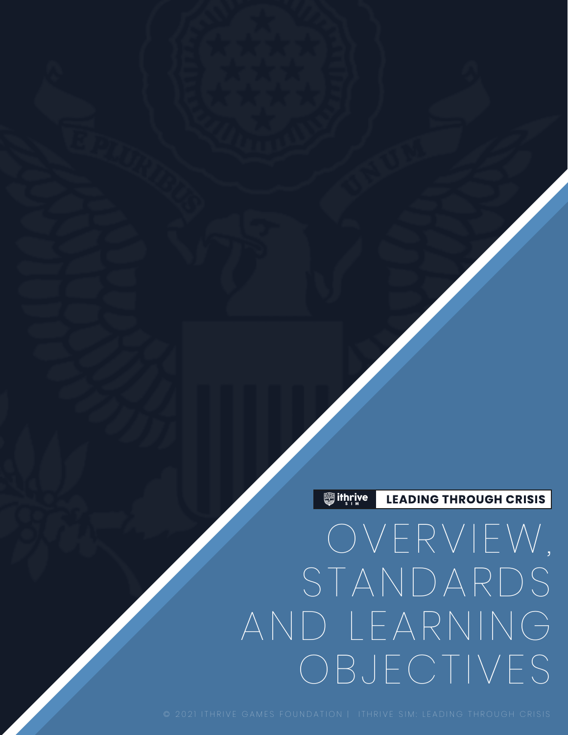ithrive SIM | LEADING THROUGH CRISIS

# OVERVIEW, STANDARDS AND LEARNING OBJECTIVES

© 2021 ITHRIVE GAMES FOUNDATION | ITHRIVE SIM: LEADING THROUGH CRISIS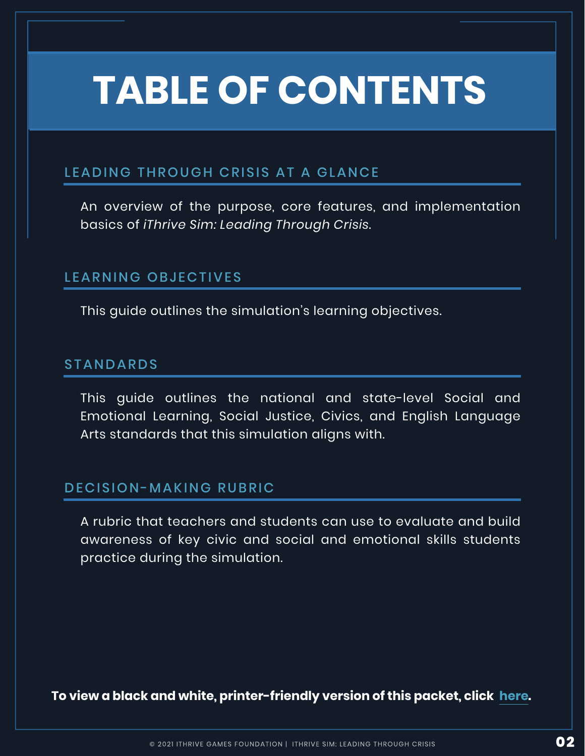# TABLE OF CONTENTS

## LEADING THROUGH CRISIS AT A GLANCE

An overview of the purpose, core features, and implementation basics of *iThrive Sim: Leading Through Crisis*.

## LEARNING OBJECTIVES

This guide outlines the simulation's learning objectives.

## STANDARDS

This guide outlines the national and state-level Social and Emotional Learning, Social Justice, Civics, and English Language Arts standards that this simulation aligns with.

## DECISION-MAKING RUBRIC

A rubric that teachers and students can use to evaluate and build awareness of key civic and social and emotional skills students practice during the simulation.

**To view a black and white, printer-friendly version of this packet, click here.**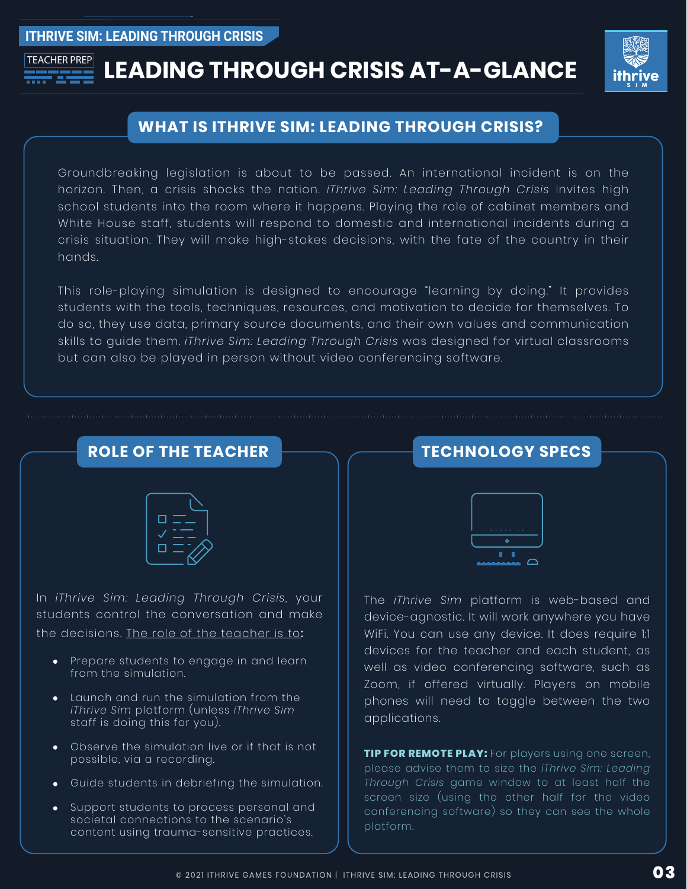# LEADING THROUGH CRISIS AT-A-GLANCE

## WHAT IS ITHRIVE SIM: LEADING THROUGH CRISIS?

Groundbreaking legislation is about to be passed. An international incident is on the horizon. Then, a crisis shocks the nation. *iThrive Sim: Leading Through Crisis* invites high school students into the room where it happens. Playing the role of cabinet members and White House staff, students will respond to domestic and international incidents during a crisis situation. They will make high-stakes decisions, with the fate of the country in their hands.

This role-playing simulation is designed to encourage "learning by doing." It provides students with the tools, techniques, resources, and motivation to decide for themselves. To do so, they use data, primary source documents, and their own values and communication skills to guide them. *iThrive Sim: Leading Through Crisis* was designed for virtual classrooms but can also be played in person without video conferencing software.

## ROLE OF THE TEACHER

In *iThrive Sim: Leading Through Crisis*, your students control the conversation and make the decisions. The role of the teacher is to**:**

- Prepare students to engage in and learn from the simulation.
- Launch and run the simulation from the *iThrive Sim* platform (unless *iThrive Sim* staff is doing this for you).
- Observe the simulation live or if that is not possible, via a recording.
- Guide students in debriefing the simulation.
- Support students to process personal and societal connections to the scenario's content using trauma-sensitive practices.

## TECHNOLOGY SPECS

The *iThrive Sim* platform is web-based and device-agnostic. It will work anywhere you have WiFi. You can use any device. It does require 1:1 devices for the teacher and each student, as well as video conferencing software, such as Zoom, if offered virtually. Players on mobile phones will need to toggle between the two applications.

**TIP FOR REMOTE PLAY:** For players using one screen, please advise them to size the *iThrive Sim: Leading Through Crisis* game window to at least half the screen size (using the other half for the video conferencing software) so they can see the whole platform.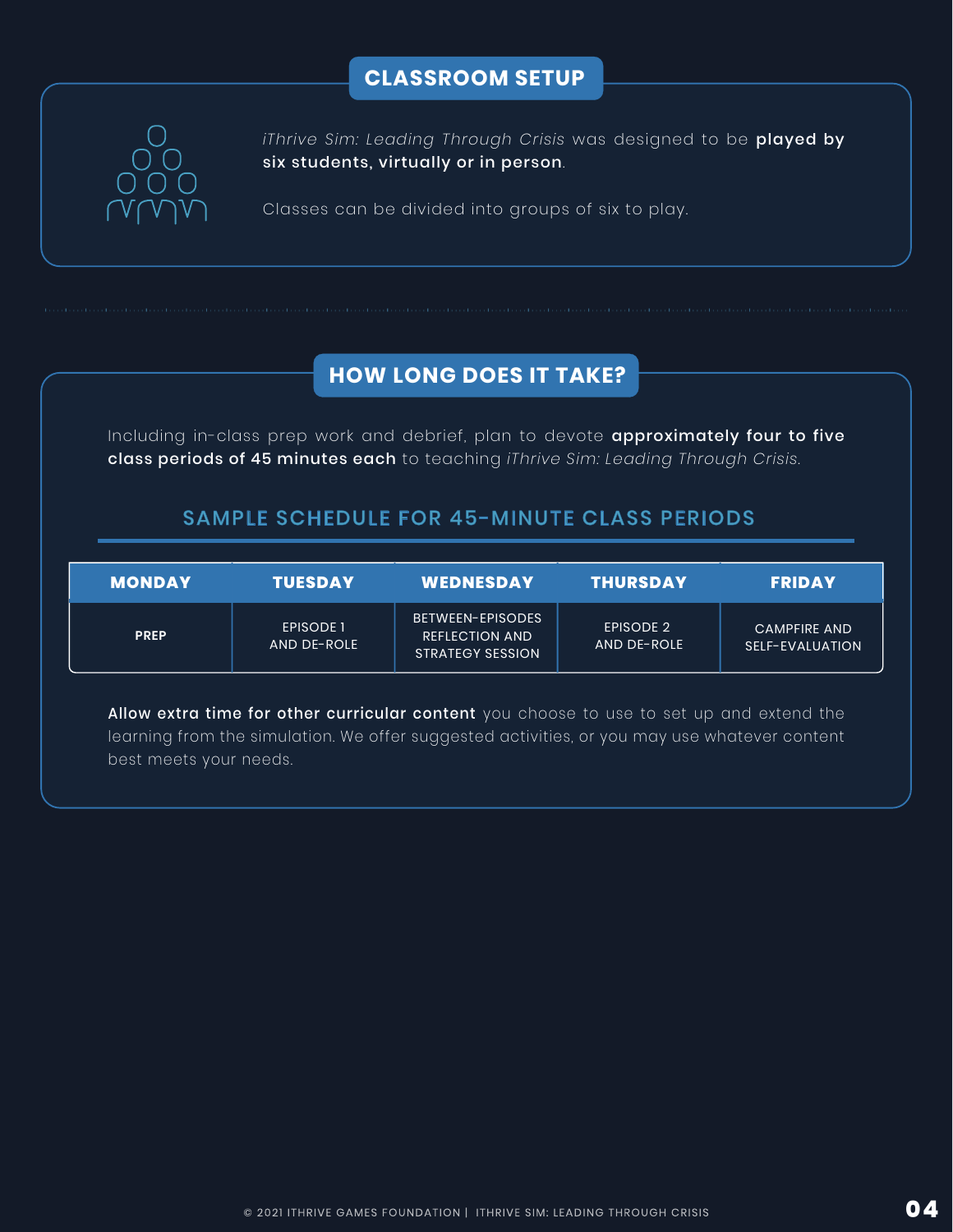## CLASSROOM SETUP

*iThrive Sim: Leading Through Crisis* was designed to be **played by six students, virtually or in person**.

Classes can be divided into groups of six to play.

## HOW LONG DOES IT TAKE?

Including in-class prep work and debrief, plan to devote **approximately four to five class periods of 45 minutes each** to teaching *iThrive Sim: Leading Through Crisis.*

### SAMPLE SCHEDULE FOR 45-MINUTE CLASS PERIODS

| MONDAY | TUESDAY | WEDNESDAY | THURSDAY | FRIDAY |
|---|---|---|---|---|
| **PREP** | EPISODE 1 AND DE-ROLE | BETWEEN-EPISODES REFLECTION AND STRATEGY SESSION | EPISODE 2 AND DE-ROLE | CAMPFIRE AND SELF-EVALUATION |

**Allow extra time for other curricular content** you choose to use to set up and extend the learning from the simulation. We offer suggested activities, or you may use whatever content best meets your needs.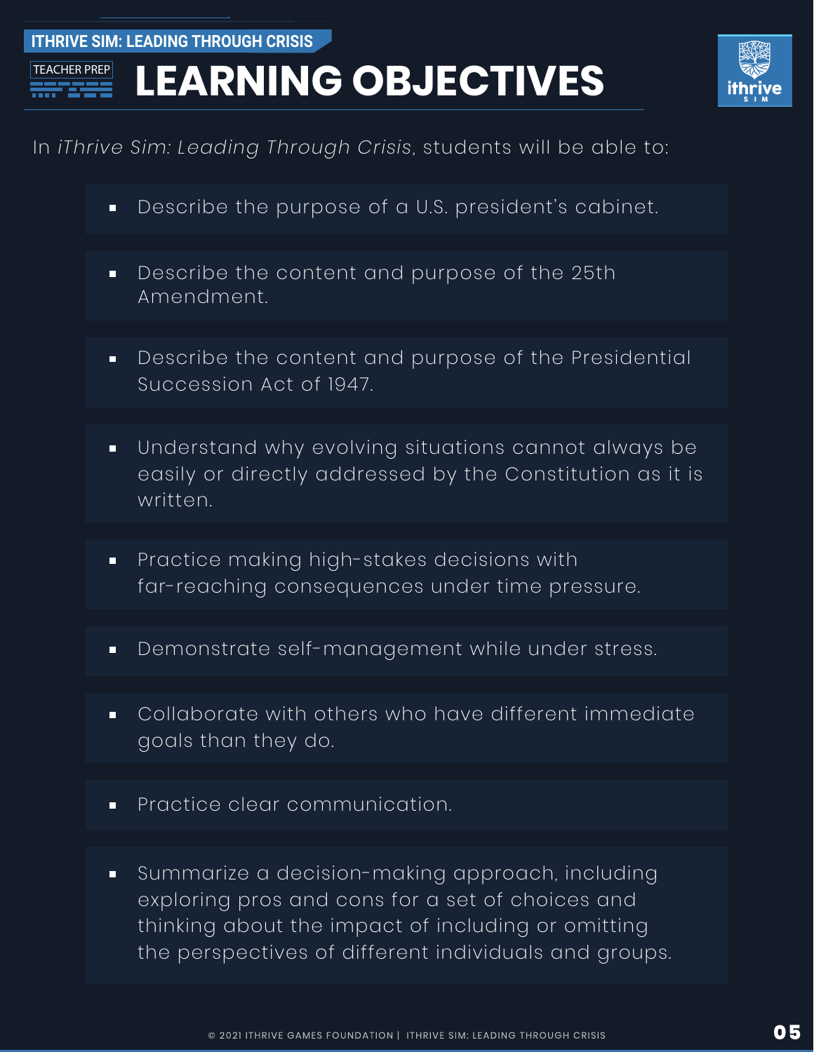# LEARNING OBJECTIVES

In *iThrive Sim: Leading Through Crisis*, students will be able to:

- Describe the purpose of a U.S. president's cabinet.
- Describe the content and purpose of the 25th Amendment.
- Describe the content and purpose of the Presidential Succession Act of 1947.
- Understand why evolving situations cannot always be easily or directly addressed by the Constitution as it is written.
- Practice making high-stakes decisions with far-reaching consequences under time pressure.
- Demonstrate self-management while under stress.
- Collaborate with others who have different immediate goals than they do.
- Practice clear communication.
- Summarize a decision-making approach, including exploring pros and cons for a set of choices and thinking about the impact of including or omitting the perspectives of different individuals and groups.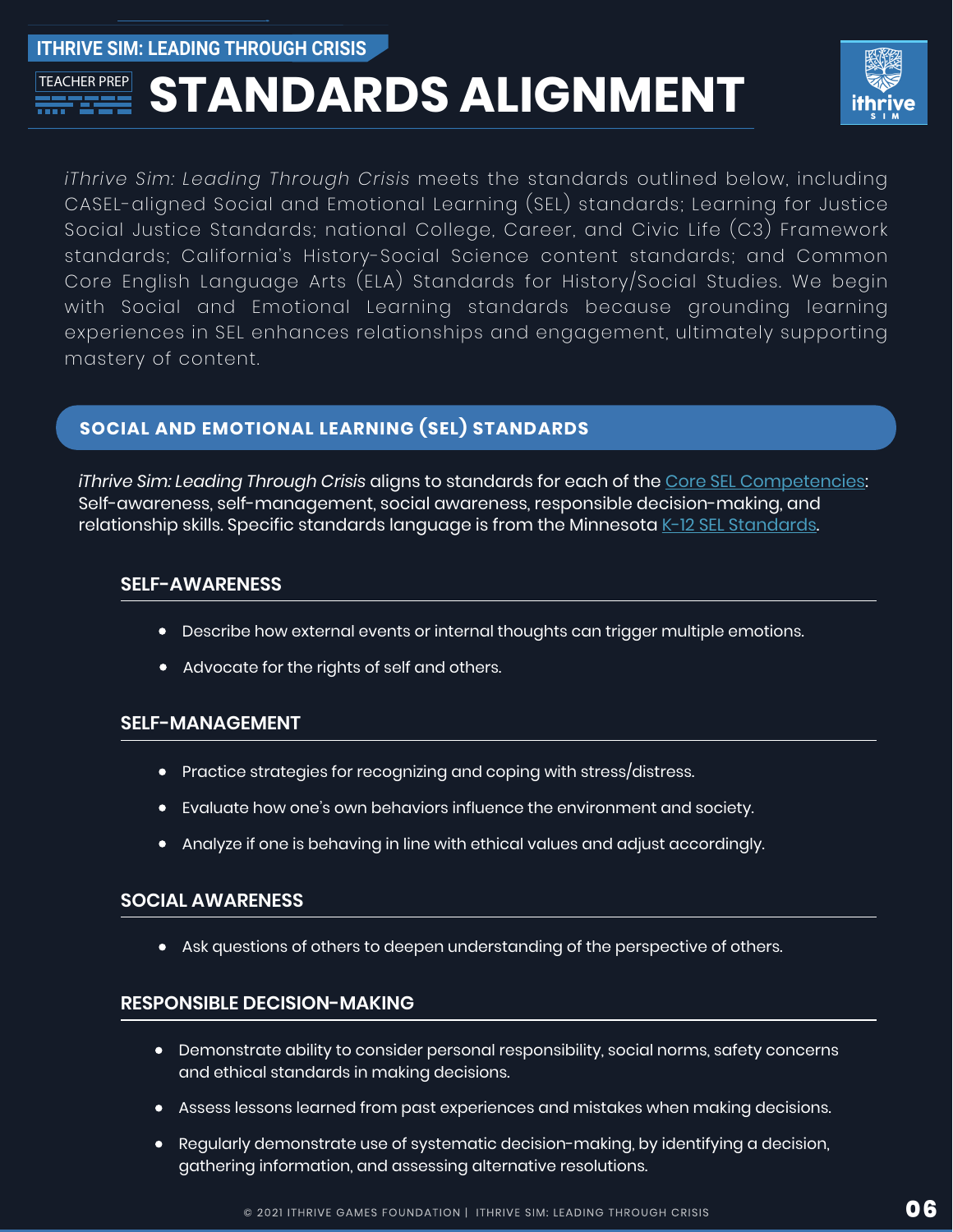ITHRIVE SIM: LEADING THROUGH CRISIS

TEACHER PREP

# STANDARDS ALIGNMENT

*iThrive Sim: Leading Through Crisis* meets the standards outlined below, including CASEL-aligned Social and Emotional Learning (SEL) standards; Learning for Justice Social Justice Standards; national College, Career, and Civic Life (C3) Framework standards; California's History-Social Science content standards; and Common Core English Language Arts (ELA) Standards for History/Social Studies. We begin with Social and Emotional Learning standards because grounding learning experiences in SEL enhances relationships and engagement, ultimately supporting mastery of content.

## SOCIAL AND EMOTIONAL LEARNING (SEL) STANDARDS

*iThrive Sim: Leading Through Crisis* aligns to standards for each of the Core SEL Competencies: Self-awareness, self-management, social awareness, responsible decision-making, and relationship skills. Specific standards language is from the Minnesota K-12 SEL Standards.

### SELF-AWARENESS

- Describe how external events or internal thoughts can trigger multiple emotions.
- Advocate for the rights of self and others.

### SELF-MANAGEMENT

- Practice strategies for recognizing and coping with stress/distress.
- Evaluate how one's own behaviors influence the environment and society.
- Analyze if one is behaving in line with ethical values and adjust accordingly.

### SOCIAL AWARENESS

- Ask questions of others to deepen understanding of the perspective of others.

### RESPONSIBLE DECISION-MAKING

- Demonstrate ability to consider personal responsibility, social norms, safety concerns and ethical standards in making decisions.
- Assess lessons learned from past experiences and mistakes when making decisions.
- Regularly demonstrate use of systematic decision-making, by identifying a decision, gathering information, and assessing alternative resolutions.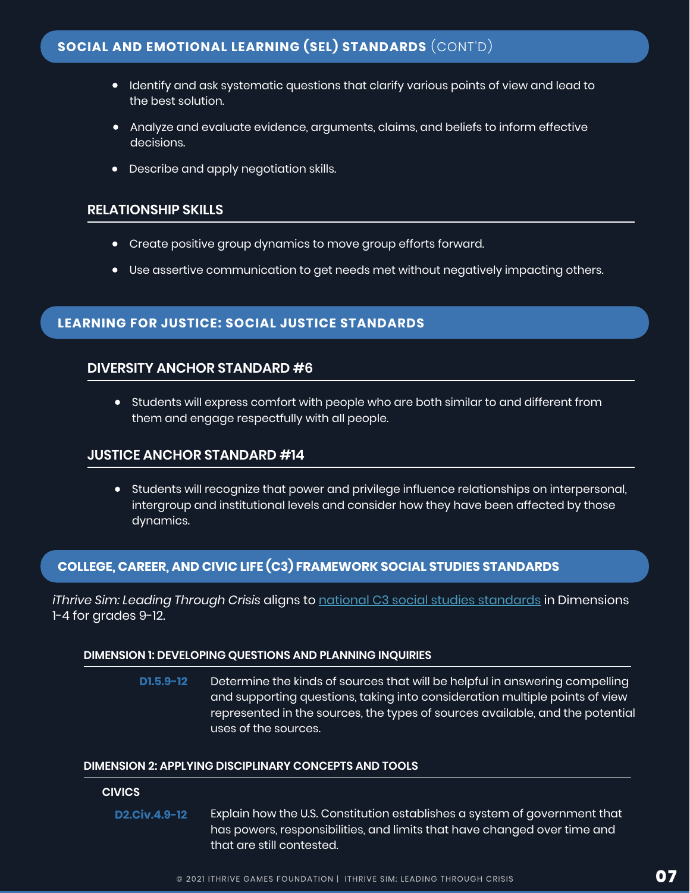## SOCIAL AND EMOTIONAL LEARNING (SEL) STANDARDS (CONT'D)

- Identify and ask systematic questions that clarify various points of view and lead to the best solution.
- Analyze and evaluate evidence, arguments, claims, and beliefs to inform effective decisions.
- Describe and apply negotiation skills.

### RELATIONSHIP SKILLS

- Create positive group dynamics to move group efforts forward.
- Use assertive communication to get needs met without negatively impacting others.

## LEARNING FOR JUSTICE: SOCIAL JUSTICE STANDARDS

### DIVERSITY ANCHOR STANDARD #6

- Students will express comfort with people who are both similar to and different from them and engage respectfully with all people.

### JUSTICE ANCHOR STANDARD #14

- Students will recognize that power and privilege influence relationships on interpersonal, intergroup and institutional levels and consider how they have been affected by those dynamics.

## COLLEGE, CAREER, AND CIVIC LIFE (C3) FRAMEWORK SOCIAL STUDIES STANDARDS

*iThrive Sim: Leading Through Crisis* aligns to national C3 social studies standards in Dimensions 1-4 for grades 9-12.

#### DIMENSION 1: DEVELOPING QUESTIONS AND PLANNING INQUIRIES

**D1.5.9-12** Determine the kinds of sources that will be helpful in answering compelling and supporting questions, taking into consideration multiple points of view represented in the sources, the types of sources available, and the potential uses of the sources.

#### DIMENSION 2: APPLYING DISCIPLINARY CONCEPTS AND TOOLS

**CIVICS**

**D2.Civ.4.9-12** Explain how the U.S. Constitution establishes a system of government that has powers, responsibilities, and limits that have changed over time and that are still contested.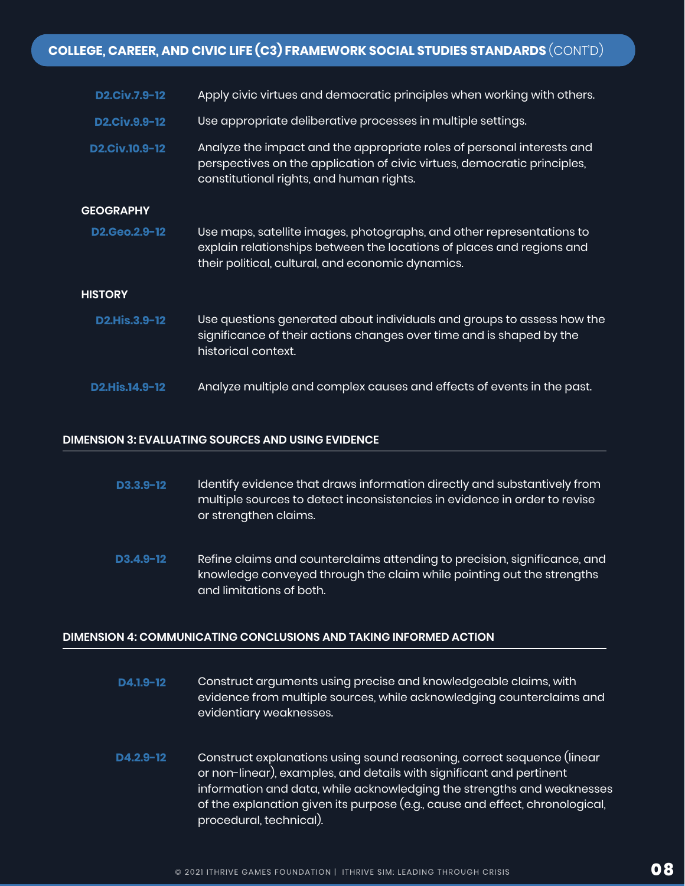## COLLEGE, CAREER, AND CIVIC LIFE (C3) FRAMEWORK SOCIAL STUDIES STANDARDS (CONT'D)

| | |
|---|---|
| **D2.Civ.7.9-12** | Apply civic virtues and democratic principles when working with others. |
| **D2.Civ.9.9-12** | Use appropriate deliberative processes in multiple settings. |
| **D2.Civ.10.9-12** | Analyze the impact and the appropriate roles of personal interests and perspectives on the application of civic virtues, democratic principles, constitutional rights, and human rights. |

### GEOGRAPHY

| | |
|---|---|
| **D2.Geo.2.9-12** | Use maps, satellite images, photographs, and other representations to explain relationships between the locations of places and regions and their political, cultural, and economic dynamics. |

### HISTORY

| | |
|---|---|
| **D2.His.3.9-12** | Use questions generated about individuals and groups to assess how the significance of their actions changes over time and is shaped by the historical context. |
| **D2.His.14.9-12** | Analyze multiple and complex causes and effects of events in the past. |

### DIMENSION 3: EVALUATING SOURCES AND USING EVIDENCE

| | |
|---|---|
| **D3.3.9-12** | Identify evidence that draws information directly and substantively from multiple sources to detect inconsistencies in evidence in order to revise or strengthen claims. |
| **D3.4.9-12** | Refine claims and counterclaims attending to precision, significance, and knowledge conveyed through the claim while pointing out the strengths and limitations of both. |

### DIMENSION 4: COMMUNICATING CONCLUSIONS AND TAKING INFORMED ACTION

| | |
|---|---|
| **D4.1.9-12** | Construct arguments using precise and knowledgeable claims, with evidence from multiple sources, while acknowledging counterclaims and evidentiary weaknesses. |
| **D4.2.9-12** | Construct explanations using sound reasoning, correct sequence (linear or non-linear), examples, and details with significant and pertinent information and data, while acknowledging the strengths and weaknesses of the explanation given its purpose (e.g., cause and effect, chronological, procedural, technical). |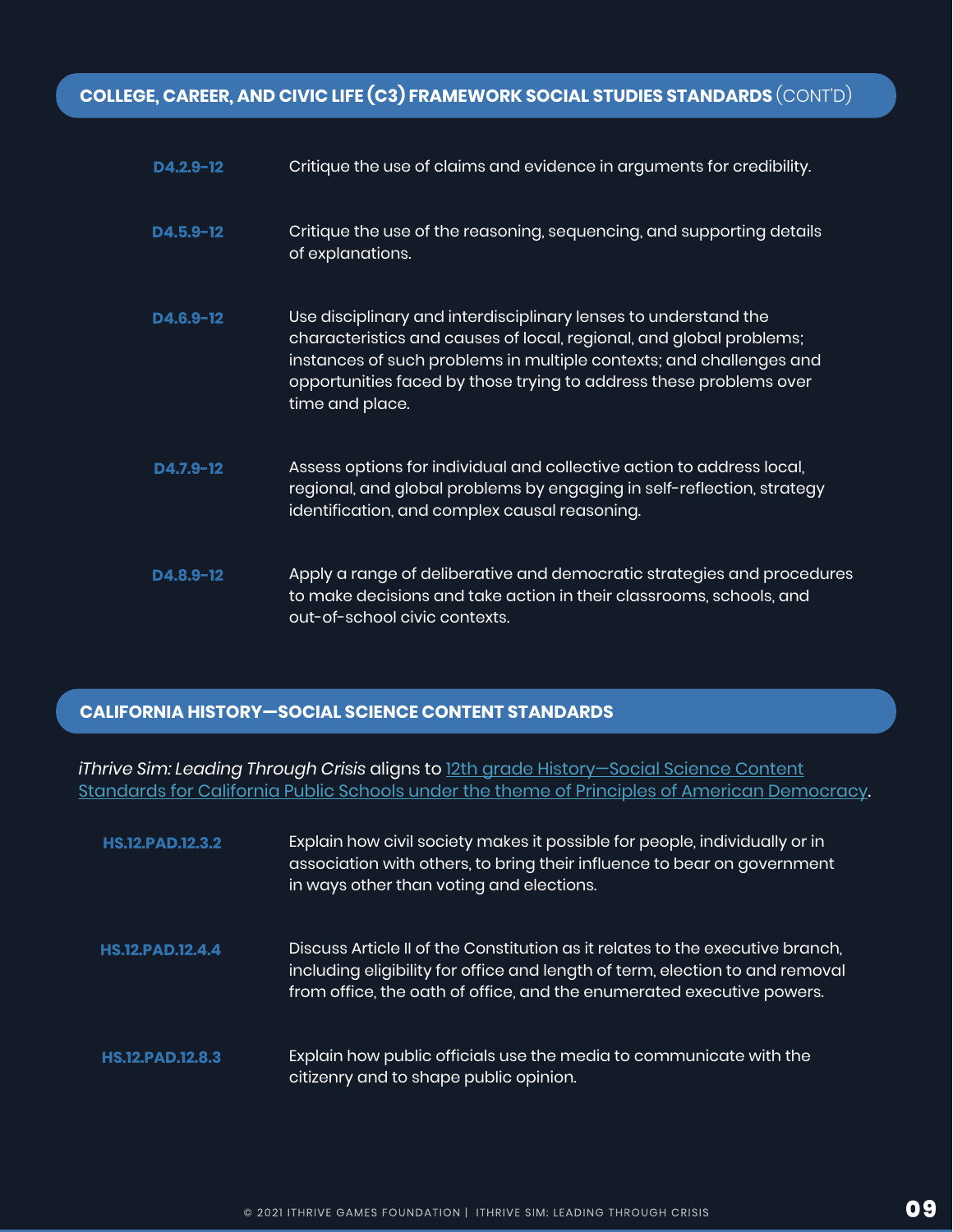## COLLEGE, CAREER, AND CIVIC LIFE (C3) FRAMEWORK SOCIAL STUDIES STANDARDS (CONT'D)

| | |
|---|---|
| **D4.2.9-12** | Critique the use of claims and evidence in arguments for credibility. |
| **D4.5.9-12** | Critique the use of the reasoning, sequencing, and supporting details of explanations. |
| **D4.6.9-12** | Use disciplinary and interdisciplinary lenses to understand the characteristics and causes of local, regional, and global problems; instances of such problems in multiple contexts; and challenges and opportunities faced by those trying to address these problems over time and place. |
| **D4.7.9-12** | Assess options for individual and collective action to address local, regional, and global problems by engaging in self-reflection, strategy identification, and complex causal reasoning. |
| **D4.8.9-12** | Apply a range of deliberative and democratic strategies and procedures to make decisions and take action in their classrooms, schools, and out-of-school civic contexts. |

## CALIFORNIA HISTORY—SOCIAL SCIENCE CONTENT STANDARDS

*iThrive Sim: Leading Through Crisis* aligns to [12th grade History—Social Science Content Standards for California Public Schools under the theme of Principles of American Democracy]().

| | |
|---|---|
| **HS.12.PAD.12.3.2** | Explain how civil society makes it possible for people, individually or in association with others, to bring their influence to bear on government in ways other than voting and elections. |
| **HS.12.PAD.12.4.4** | Discuss Article II of the Constitution as it relates to the executive branch, including eligibility for office and length of term, election to and removal from office, the oath of office, and the enumerated executive powers. |
| **HS.12.PAD.12.8.3** | Explain how public officials use the media to communicate with the citizenry and to shape public opinion. |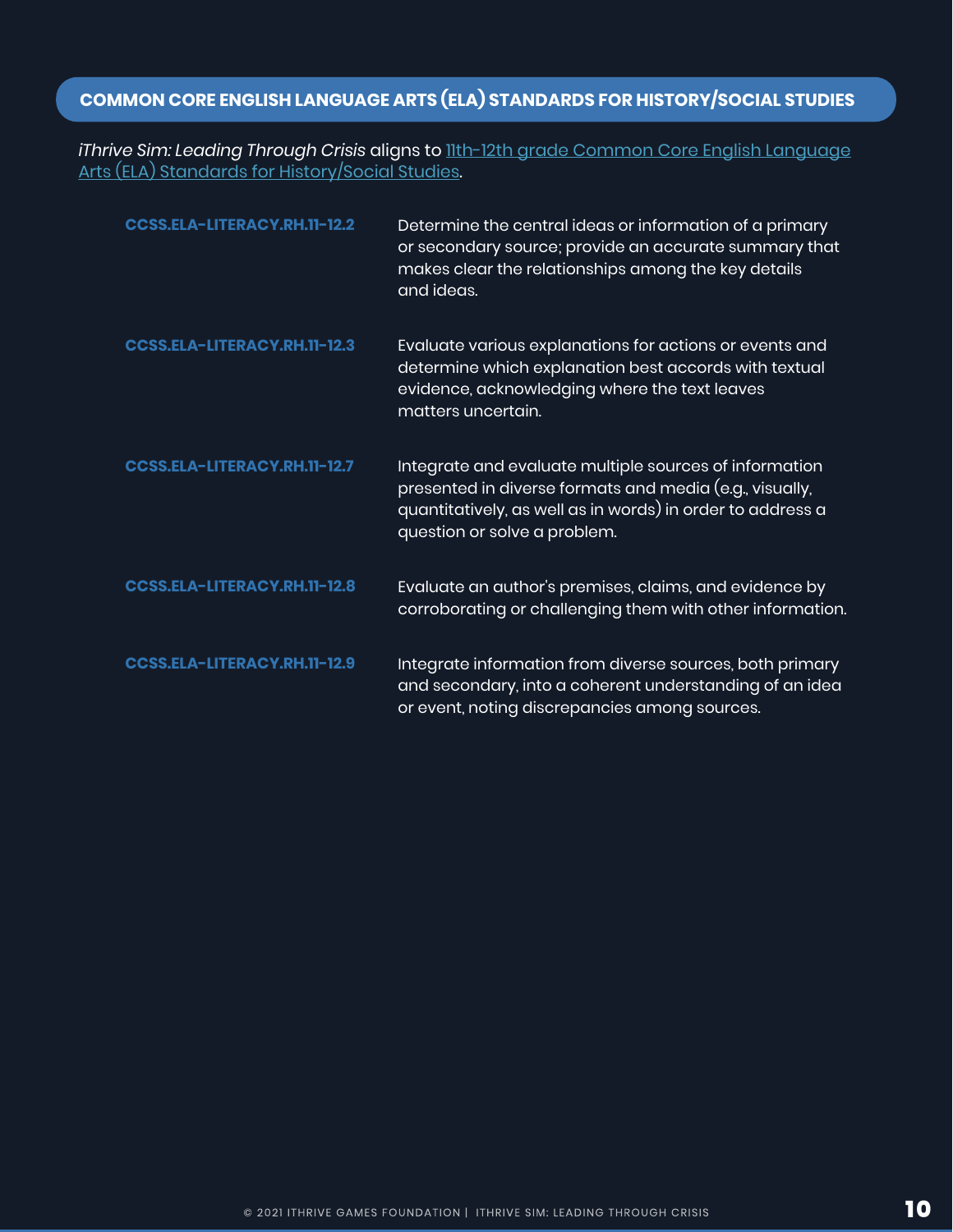## COMMON CORE ENGLISH LANGUAGE ARTS (ELA) STANDARDS FOR HISTORY/SOCIAL STUDIES

*iThrive Sim: Leading Through Crisis* aligns to [11th-12th grade Common Core English Language Arts (ELA) Standards for History/Social Studies](#).

| | |
|---|---|
| **CCSS.ELA-LITERACY.RH.11-12.2** | Determine the central ideas or information of a primary or secondary source; provide an accurate summary that makes clear the relationships among the key details and ideas. |
| **CCSS.ELA-LITERACY.RH.11-12.3** | Evaluate various explanations for actions or events and determine which explanation best accords with textual evidence, acknowledging where the text leaves matters uncertain. |
| **CCSS.ELA-LITERACY.RH.11-12.7** | Integrate and evaluate multiple sources of information presented in diverse formats and media (e.g., visually, quantitatively, as well as in words) in order to address a question or solve a problem. |
| **CCSS.ELA-LITERACY.RH.11-12.8** | Evaluate an author's premises, claims, and evidence by corroborating or challenging them with other information. |
| **CCSS.ELA-LITERACY.RH.11-12.9** | Integrate information from diverse sources, both primary and secondary, into a coherent understanding of an idea or event, noting discrepancies among sources. |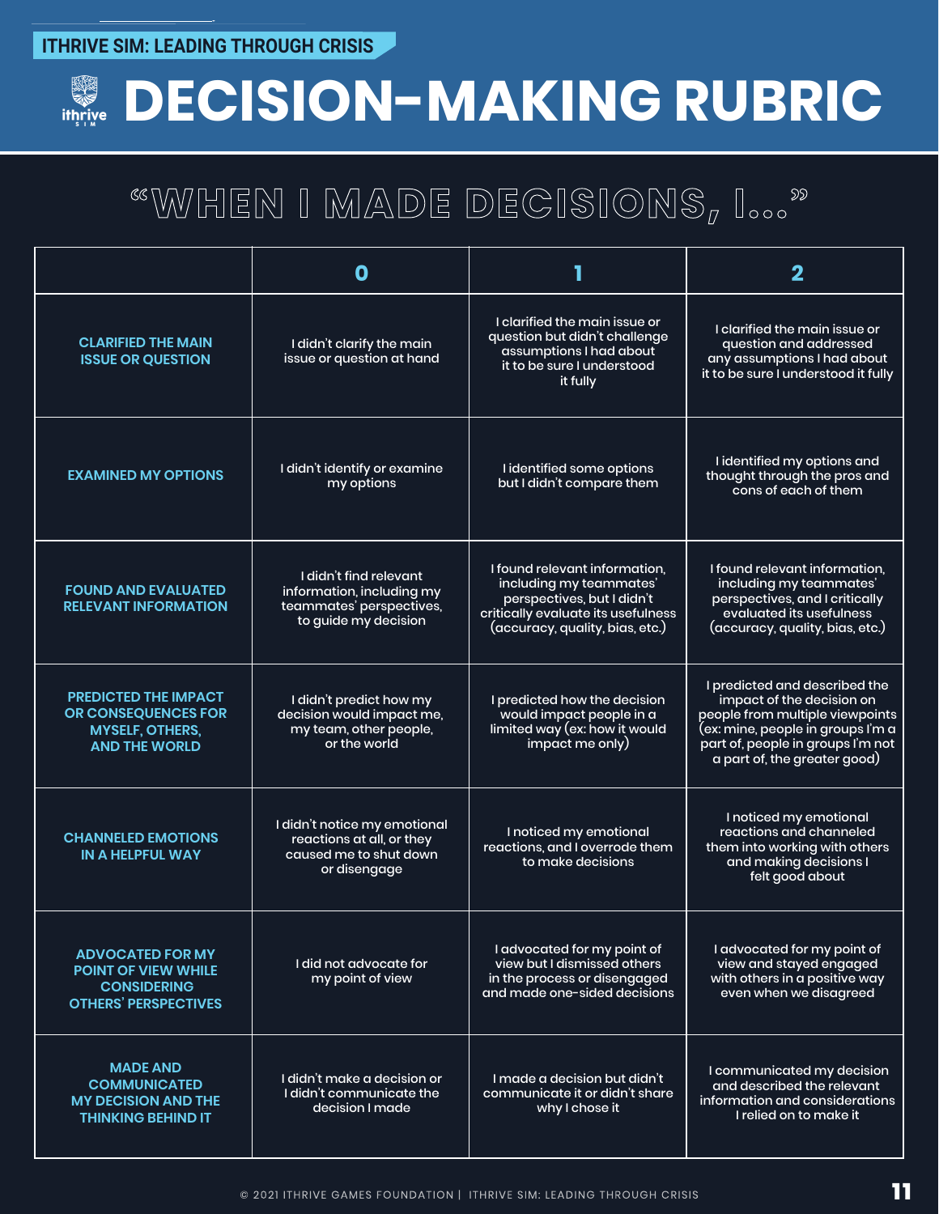ITHRIVE SIM: LEADING THROUGH CRISIS

# DECISION-MAKING RUBRIC

## "WHEN I MADE DECISIONS, I..."

| | 0 | 1 | 2 |
|---|---|---|---|
| CLARIFIED THE MAIN ISSUE OR QUESTION | I didn't clarify the main issue or question at hand | I clarified the main issue or question but didn't challenge assumptions I had about it to be sure I understood it fully | I clarified the main issue or question and addressed any assumptions I had about it to be sure I understood it fully |
| EXAMINED MY OPTIONS | I didn't identify or examine my options | I identified some options but I didn't compare them | I identified my options and thought through the pros and cons of each of them |
| FOUND AND EVALUATED RELEVANT INFORMATION | I didn't find relevant information, including my teammates' perspectives, to guide my decision | I found relevant information, including my teammates' perspectives, but I didn't critically evaluate its usefulness (accuracy, quality, bias, etc.) | I found relevant information, including my teammates' perspectives, and I critically evaluated its usefulness (accuracy, quality, bias, etc.) |
| PREDICTED THE IMPACT OR CONSEQUENCES FOR MYSELF, OTHERS, AND THE WORLD | I didn't predict how my decision would impact me, my team, other people, or the world | I predicted how the decision would impact people in a limited way (ex: how it would impact me only) | I predicted and described the impact of the decision on people from multiple viewpoints (ex: mine, people in groups I'm a part of, people in groups I'm not a part of, the greater good) |
| CHANNELED EMOTIONS IN A HELPFUL WAY | I didn't notice my emotional reactions at all, or they caused me to shut down or disengage | I noticed my emotional reactions, and I overrode them to make decisions | I noticed my emotional reactions and channeled them into working with others and making decisions I felt good about |
| ADVOCATED FOR MY POINT OF VIEW WHILE CONSIDERING OTHERS' PERSPECTIVES | I did not advocate for my point of view | I advocated for my point of view but I dismissed others in the process or disengaged and made one-sided decisions | I advocated for my point of view and stayed engaged with others in a positive way even when we disagreed |
| MADE AND COMMUNICATED MY DECISION AND THE THINKING BEHIND IT | I didn't make a decision or I didn't communicate the decision I made | I made a decision but didn't communicate it or didn't share why I chose it | I communicated my decision and described the relevant information and considerations I relied on to make it |

© 2021 ITHRIVE GAMES FOUNDATION | ITHRIVE SIM: LEADING THROUGH CRISIS